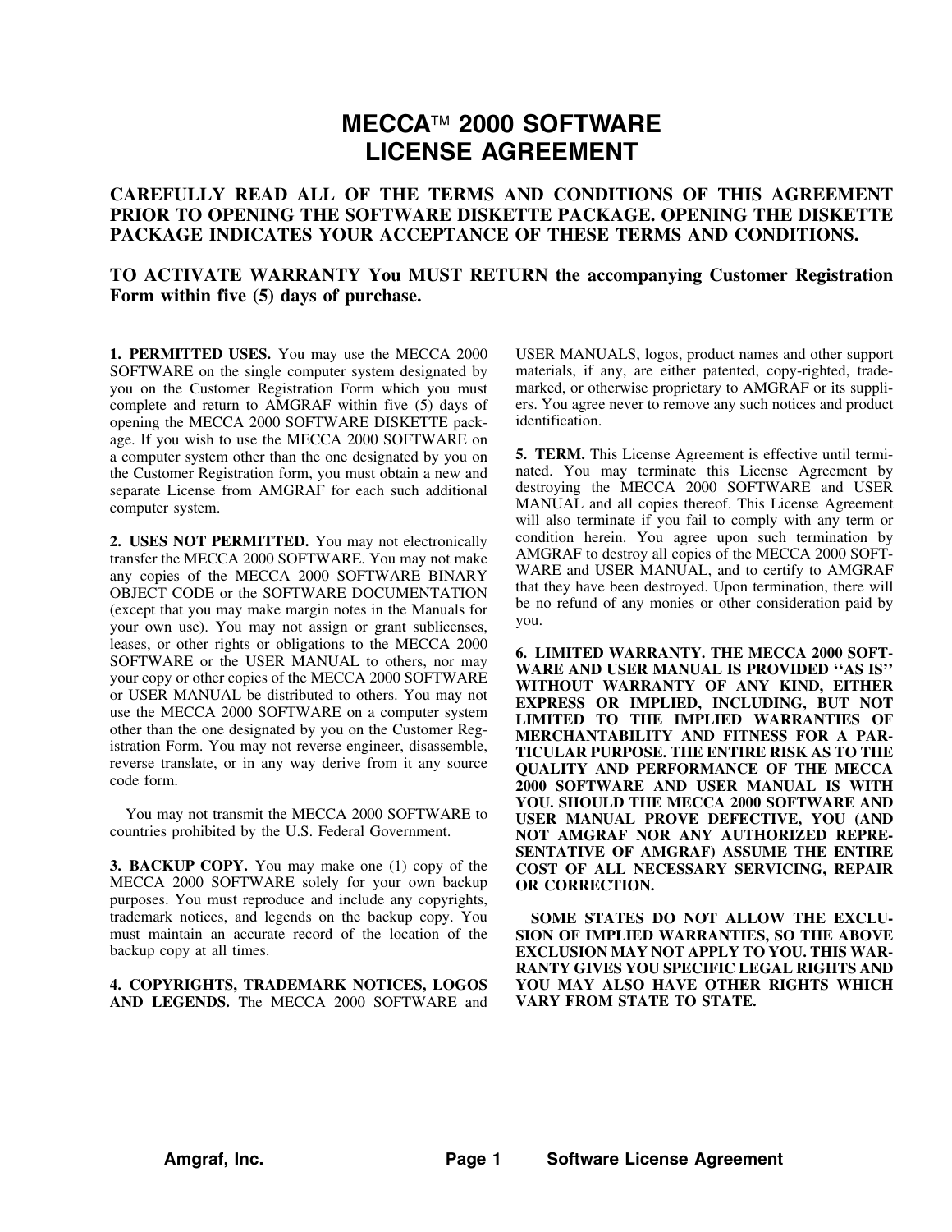# MECCA™ 2000 SOFTWARE LICENSE AGREEMENT

**CAREFULLY READ ALL OF THE TERMS AND CONDITIONS OF THIS AGREEMENT PRIOR TO OPENING THE SOFTWARE DISKETTE PACKAGE. OPENING THE DISKETTE PACKAGE INDICATES YOUR ACCEPTANCE OF THESE TERMS AND CONDITIONS.**

**TO ACTIVATE WARRANTY You MUST RETURN the accompanying Customer Registration Form within five (5) days of purchase.**

**1. PERMITTED USES.** You may use the MECCA 2000 SOFTWARE on the single computer system designated by you on the Customer Registration Form which you must complete and return to AMGRAF within five (5) days of opening the MECCA 2000 SOFTWARE DISKETTE package. If you wish to use the MECCA 2000 SOFTWARE on a computer system other than the one designated by you on the Customer Registration form, you must obtain a new and separate License from AMGRAF for each such additional computer system.

**2. USES NOT PERMITTED.** You may not electronically transfer the MECCA 2000 SOFTWARE. You may not make any copies of the MECCA 2000 SOFTWARE BINARY OBJECT CODE or the SOFTWARE DOCUMENTATION (except that you may make margin notes in the Manuals for your own use). You may not assign or grant sublicenses, leases, or other rights or obligations to the MECCA 2000 SOFTWARE or the USER MANUAL to others, nor may your copy or other copies of the MECCA 2000 SOFTWARE or USER MANUAL be distributed to others. You may not use the MECCA 2000 SOFTWARE on a computer system other than the one designated by you on the Customer Registration Form. You may not reverse engineer, disassemble, reverse translate, or in any way derive from it any source code form.

You may not transmit the MECCA 2000 SOFTWARE to countries prohibited by the U.S. Federal Government.

**3. BACKUP COPY.** You may make one (1) copy of the MECCA 2000 SOFTWARE solely for your own backup purposes. You must reproduce and include any copyrights, trademark notices, and legends on the backup copy. You must maintain an accurate record of the location of the backup copy at all times.

**4. COPYRIGHTS, TRADEMARK NOTICES, LOGOS AND LEGENDS.** The MECCA 2000 SOFTWARE and USER MANUALS, logos, product names and other support materials, if any, are either patented, copy-righted, trademarked, or otherwise proprietary to AMGRAF or its suppliers. You agree never to remove any such notices and product identification.

**5. TERM.** This License Agreement is effective until terminated. You may terminate this License Agreement by destroying the MECCA 2000 SOFTWARE and USER MANUAL and all copies thereof. This License Agreement will also terminate if you fail to comply with any term or condition herein. You agree upon such termination by AMGRAF to destroy all copies of the MECCA 2000 SOFTWARE and USER MANUAL, and to certify to AMGRAF that they have been destroyed. Upon termination, there will be no refund of any monies or other consideration paid by you.

**6. LIMITED WARRANTY. THE MECCA 2000 SOFTWARE AND USER MANUAL IS PROVIDED "AS IS" WITHOUT WARRANTY OF ANY KIND, EITHER EXPRESS OR IMPLIED, INCLUDING, BUT NOT LIMITED TO THE IMPLIED WARRANTIES OF MERCHANTABILITY AND FITNESS FOR A PARTICULAR PURPOSE. THE ENTIRE RISK AS TO THE QUALITY AND PERFORMANCE OF THE MECCA 2000 SOFTWARE AND USER MANUAL IS WITH YOU. SHOULD THE MECCA 2000 SOFTWARE AND USER MANUAL PROVE DEFECTIVE, YOU (AND NOT AMGRAF NOR ANY AUTHORIZED REPRESENTATIVE OF AMGRAF) ASSUME THE ENTIRE COST OF ALL NECESSARY SERVICING, REPAIR OR CORRECTION.**

**SOME STATES DO NOT ALLOW THE EXCLUSION OF IMPLIED WARRANTIES, SO THE ABOVE EXCLUSION MAY NOT APPLY TO YOU. THIS WARRANTY GIVES YOU SPECIFIC LEGAL RIGHTS AND YOU MAY ALSO HAVE OTHER RIGHTS WHICH VARY FROM STATE TO STATE.**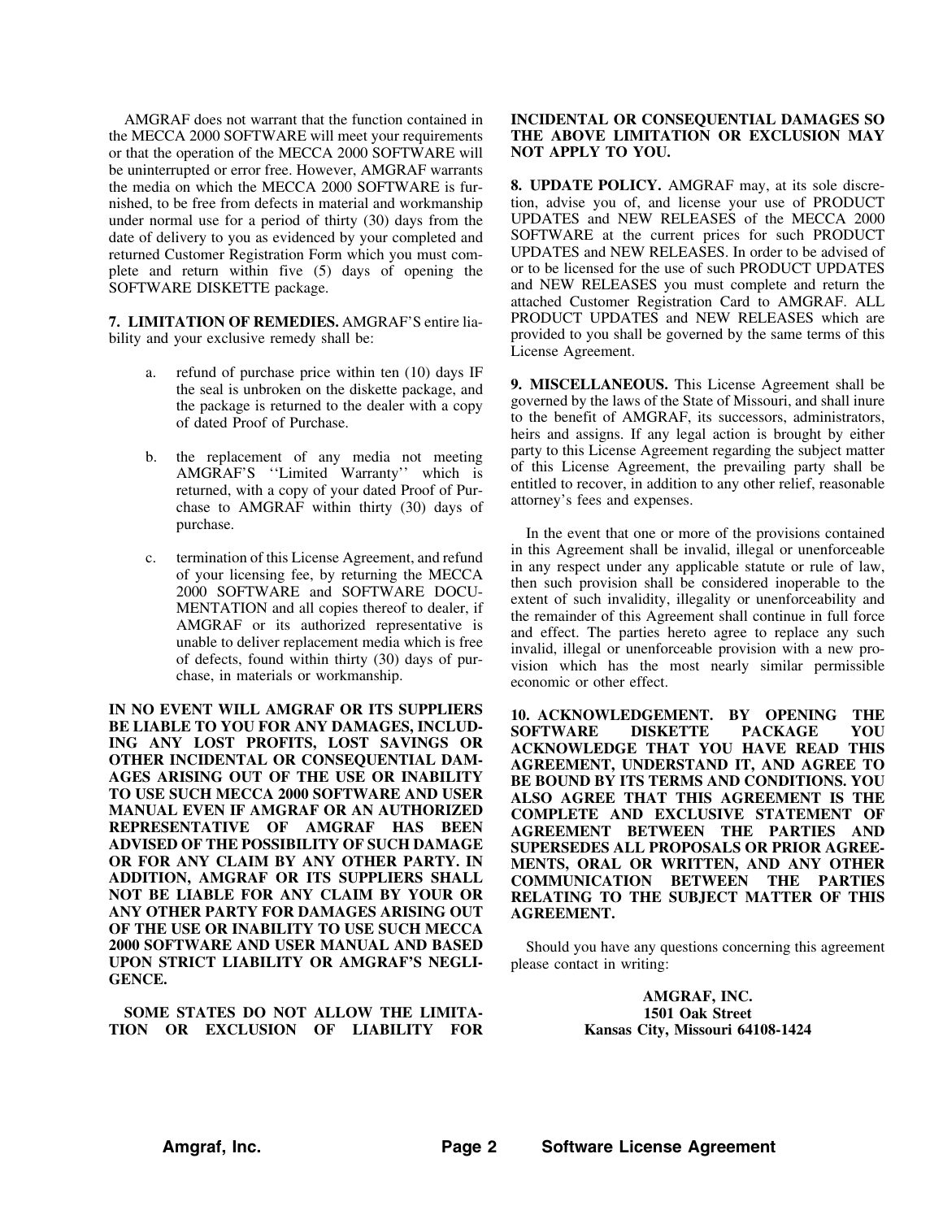AMGRAF does not warrant that the function contained in the MECCA 2000 SOFTWARE will meet your requirements or that the operation of the MECCA 2000 SOFTWARE will be uninterrupted or error free. However, AMGRAF warrants the media on which the MECCA 2000 SOFTWARE is furnished, to be free from defects in material and workmanship under normal use for a period of thirty (30) days from the date of delivery to you as evidenced by your completed and returned Customer Registration Form which you must complete and return within five (5) days of opening the SOFTWARE DISKETTE package.

**7. LIMITATION OF REMEDIES.** AMGRAF'S entire liability and your exclusive remedy shall be:

a. refund of purchase price within ten (10) days IF the seal is unbroken on the diskette package, and the package is returned to the dealer with a copy of dated Proof of Purchase.

b. the replacement of any media not meeting AMGRAF'S ''Limited Warranty'' which is returned, with a copy of your dated Proof of Purchase to AMGRAF within thirty (30) days of purchase.

c. termination of this License Agreement, and refund of your licensing fee, by returning the MECCA 2000 SOFTWARE and SOFTWARE DOCUMENTATION and all copies thereof to dealer, if AMGRAF or its authorized representative is unable to deliver replacement media which is free of defects, found within thirty (30) days of purchase, in materials or workmanship.

**IN NO EVENT WILL AMGRAF OR ITS SUPPLIERS BE LIABLE TO YOU FOR ANY DAMAGES, INCLUDING ANY LOST PROFITS, LOST SAVINGS OR OTHER INCIDENTAL OR CONSEQUENTIAL DAMAGES ARISING OUT OF THE USE OR INABILITY TO USE SUCH MECCA 2000 SOFTWARE AND USER MANUAL EVEN IF AMGRAF OR AN AUTHORIZED REPRESENTATIVE OF AMGRAF HAS BEEN ADVISED OF THE POSSIBILITY OF SUCH DAMAGE OR FOR ANY CLAIM BY ANY OTHER PARTY. IN ADDITION, AMGRAF OR ITS SUPPLIERS SHALL NOT BE LIABLE FOR ANY CLAIM BY YOUR OR ANY OTHER PARTY FOR DAMAGES ARISING OUT OF THE USE OR INABILITY TO USE SUCH MECCA 2000 SOFTWARE AND USER MANUAL AND BASED UPON STRICT LIABILITY OR AMGRAF'S NEGLIGENCE.**

**SOME STATES DO NOT ALLOW THE LIMITATION OR EXCLUSION OF LIABILITY FOR INCIDENTAL OR CONSEQUENTIAL DAMAGES SO THE ABOVE LIMITATION OR EXCLUSION MAY NOT APPLY TO YOU.**

**8. UPDATE POLICY.** AMGRAF may, at its sole discretion, advise you of, and license your use of PRODUCT UPDATES and NEW RELEASES of the MECCA 2000 SOFTWARE at the current prices for such PRODUCT UPDATES and NEW RELEASES. In order to be advised of or to be licensed for the use of such PRODUCT UPDATES and NEW RELEASES you must complete and return the attached Customer Registration Card to AMGRAF. ALL PRODUCT UPDATES and NEW RELEASES which are provided to you shall be governed by the same terms of this License Agreement.

**9. MISCELLANEOUS.** This License Agreement shall be governed by the laws of the State of Missouri, and shall inure to the benefit of AMGRAF, its successors, administrators, heirs and assigns. If any legal action is brought by either party to this License Agreement regarding the subject matter of this License Agreement, the prevailing party shall be entitled to recover, in addition to any other relief, reasonable attorney's fees and expenses.

In the event that one or more of the provisions contained in this Agreement shall be invalid, illegal or unenforceable in any respect under any applicable statute or rule of law, then such provision shall be considered inoperable to the extent of such invalidity, illegality or unenforceability and the remainder of this Agreement shall continue in full force and effect. The parties hereto agree to replace any such invalid, illegal or unenforceable provision with a new provision which has the most nearly similar permissible economic or other effect.

**10. ACKNOWLEDGEMENT. BY OPENING THE SOFTWARE DISKETTE PACKAGE YOU ACKNOWLEDGE THAT YOU HAVE READ THIS AGREEMENT, UNDERSTAND IT, AND AGREE TO BE BOUND BY ITS TERMS AND CONDITIONS. YOU ALSO AGREE THAT THIS AGREEMENT IS THE COMPLETE AND EXCLUSIVE STATEMENT OF AGREEMENT BETWEEN THE PARTIES AND SUPERSEDES ALL PROPOSALS OR PRIOR AGREEMENTS, ORAL OR WRITTEN, AND ANY OTHER COMMUNICATION BETWEEN THE PARTIES RELATING TO THE SUBJECT MATTER OF THIS AGREEMENT.**

Should you have any questions concerning this agreement please contact in writing:

**AMGRAF, INC.**
**1501 Oak Street**
**Kansas City, Missouri 64108-1424**